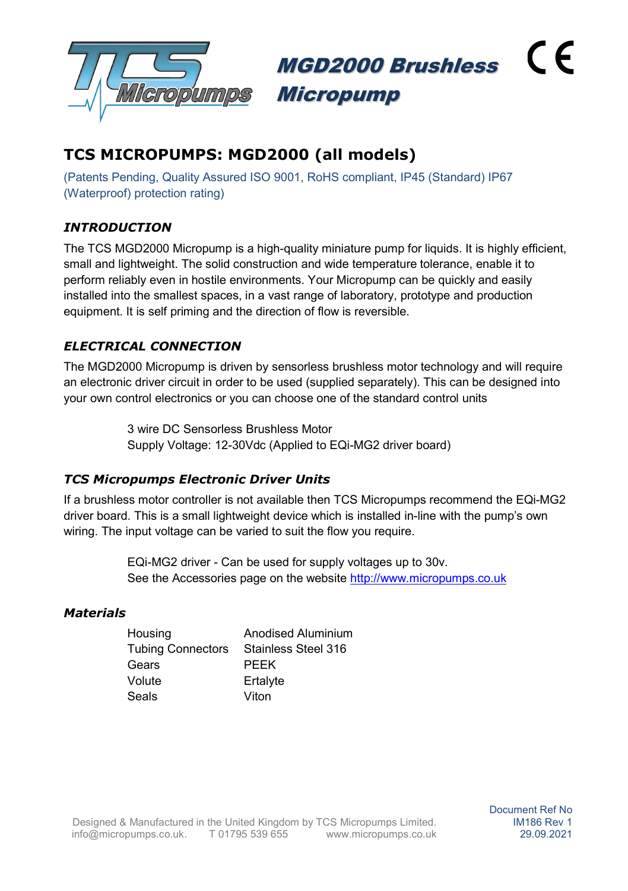# MGD2000 Brushless Micropump

## TCS MICROPUMPS: MGD2000 (all models)

(Patents Pending, Quality Assured ISO 9001, RoHS compliant, IP45 (Standard) IP67 (Waterproof) protection rating)

### *INTRODUCTION*

The TCS MGD2000 Micropump is a high-quality miniature pump for liquids. It is highly efficient, small and lightweight. The solid construction and wide temperature tolerance, enable it to perform reliably even in hostile environments. Your Micropump can be quickly and easily installed into the smallest spaces, in a vast range of laboratory, prototype and production equipment. It is self priming and the direction of flow is reversible.

### *ELECTRICAL CONNECTION*

The MGD2000 Micropump is driven by sensorless brushless motor technology and will require an electronic driver circuit in order to be used (supplied separately). This can be designed into your own control electronics or you can choose one of the standard control units

3 wire DC Sensorless Brushless Motor
Supply Voltage: 12-30Vdc (Applied to EQi-MG2 driver board)

### *TCS Micropumps Electronic Driver Units*

If a brushless motor controller is not available then TCS Micropumps recommend the EQi-MG2 driver board. This is a small lightweight device which is installed in-line with the pump's own wiring. The input voltage can be varied to suit the flow you require.

EQi-MG2 driver - Can be used for supply voltages up to 30v.
See the Accessories page on the website http://www.micropumps.co.uk

### *Materials*

| | |
|---|---|
| Housing | Anodised Aluminium |
| Tubing Connectors | Stainless Steel 316 |
| Gears | PEEK |
| Volute | Ertalyte |
| Seals | Viton |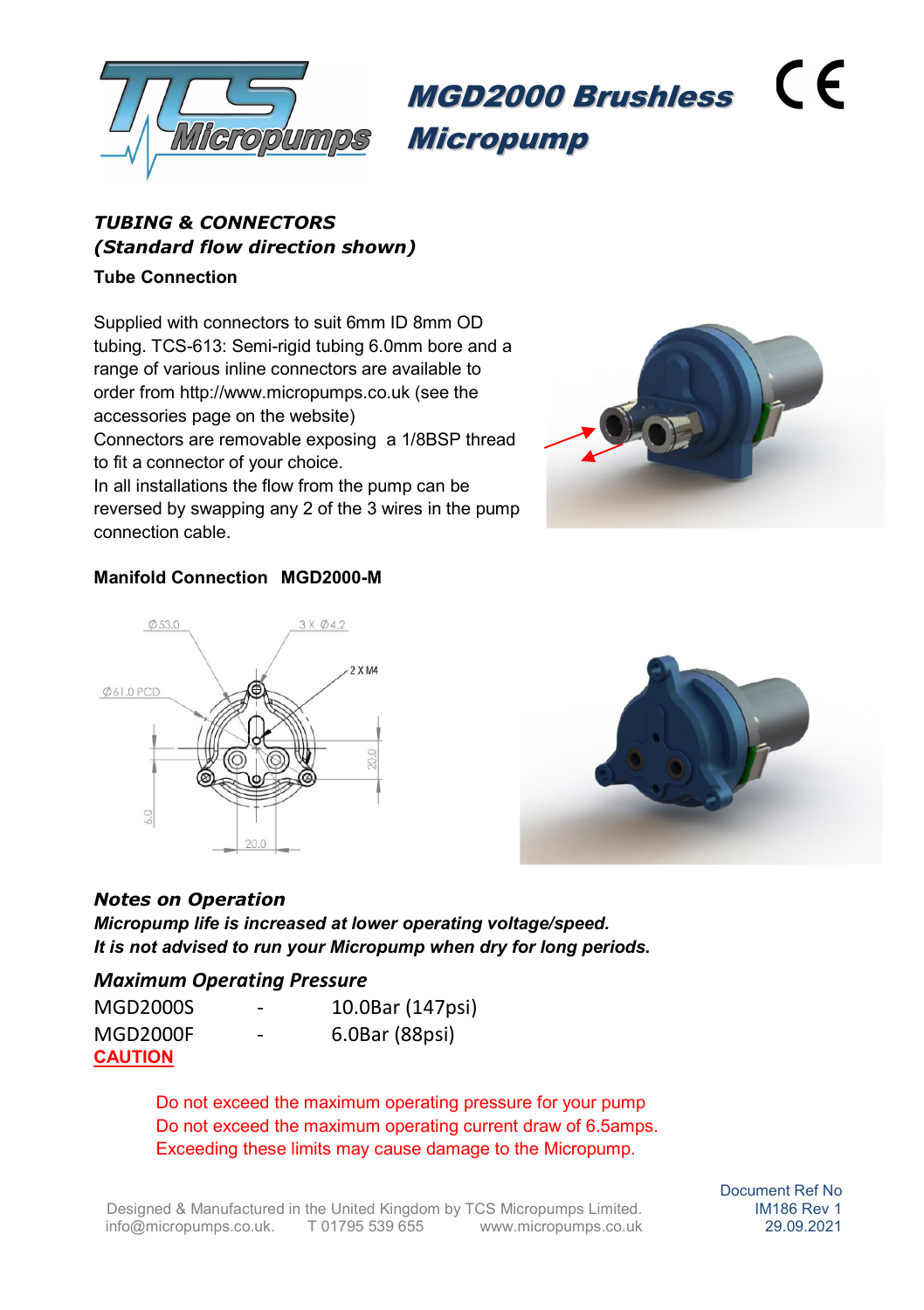# MGD2000 Brushless Micropump

## *TUBING & CONNECTORS (Standard flow direction shown)*

### Tube Connection

Supplied with connectors to suit 6mm ID 8mm OD tubing. TCS-613: Semi-rigid tubing 6.0mm bore and a range of various inline connectors are available to order from http://www.micropumps.co.uk (see the accessories page on the website)
Connectors are removable exposing a 1/8BSP thread to fit a connector of your choice.
In all installations the flow from the pump can be reversed by swapping any 2 of the 3 wires in the pump connection cable.

### Manifold Connection MGD2000-M

Ø53.0
3 X Ø4.2
2 X M4
Ø61.0 PCD
20.0
6.0
20.0

## *Notes on Operation*

***Micropump life is increased at lower operating voltage/speed.***
***It is not advised to run your Micropump when dry for long periods.***

## *Maximum Operating Pressure*

| | | |
|---|---|---|
| MGD2000S | - | 10.0Bar (147psi) |
| MGD2000F | - | 6.0Bar (88psi) |

**CAUTION**

Do not exceed the maximum operating pressure for your pump
Do not exceed the maximum operating current draw of 6.5amps.
Exceeding these limits may cause damage to the Micropump.

Designed & Manufactured in the United Kingdom by TCS Micropumps Limited.
info@micropumps.co.uk. T 01795 539 655 www.micropumps.co.uk

Document Ref No
IM186 Rev 1
29.09.2021